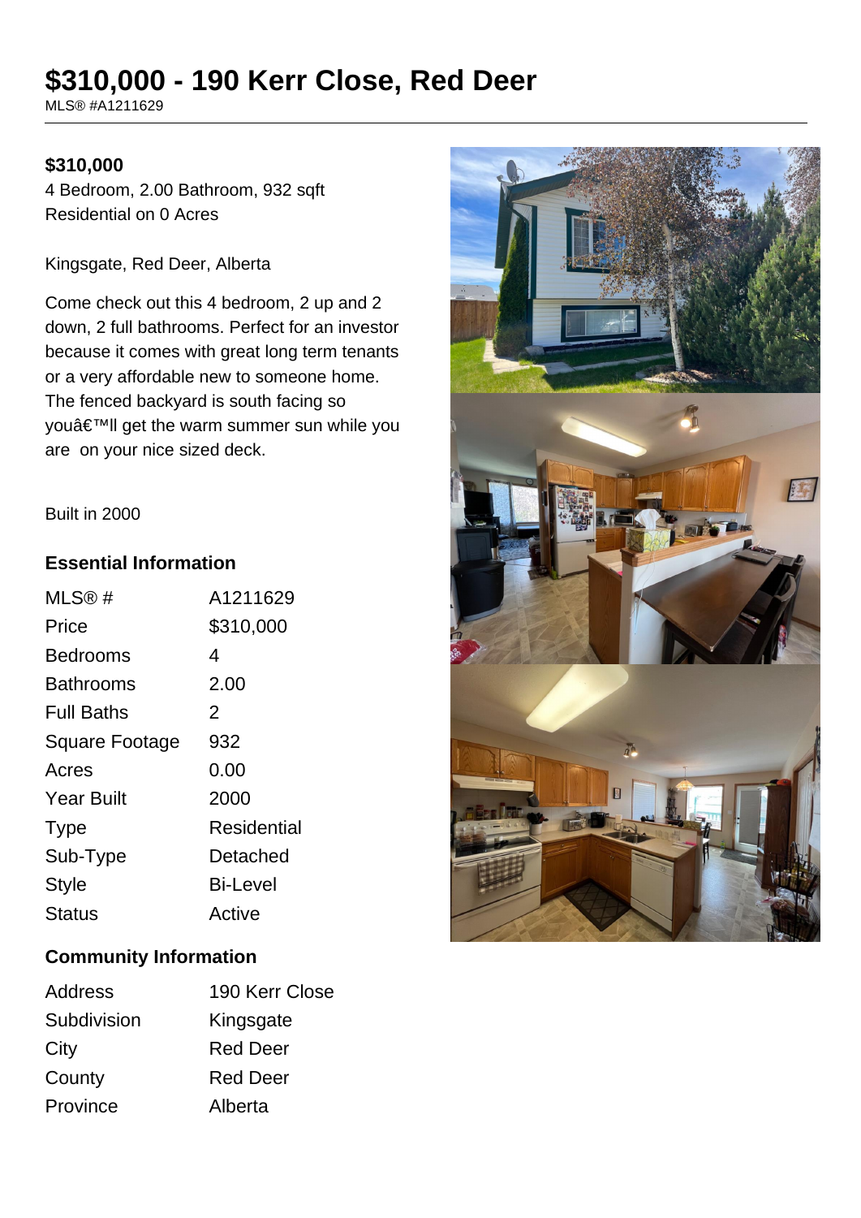# $310,000 - 190 Kerr Close, Red Deer

MLS® #A1211629

**$310,000**

4 Bedroom, 2.00 Bathroom, 932 sqft

Residential on 0 Acres

Kingsgate, Red Deer, Alberta

Come check out this 4 bedroom, 2 up and 2 down, 2 full bathrooms. Perfect for an investor because it comes with great long term tenants or a very affordable new to someone home. The fenced backyard is south facing so youâ€™ll get the warm summer sun while you are on your nice sized deck.

Built in 2000

## Essential Information

| | |
|---|---|
| MLS® # | A1211629 |
| Price | $310,000 |
| Bedrooms | 4 |
| Bathrooms | 2.00 |
| Full Baths | 2 |
| Square Footage | 932 |
| Acres | 0.00 |
| Year Built | 2000 |
| Type | Residential |
| Sub-Type | Detached |
| Style | Bi-Level |
| Status | Active |

## Community Information

| | |
|---|---|
| Address | 190 Kerr Close |
| Subdivision | Kingsgate |
| City | Red Deer |
| County | Red Deer |
| Province | Alberta |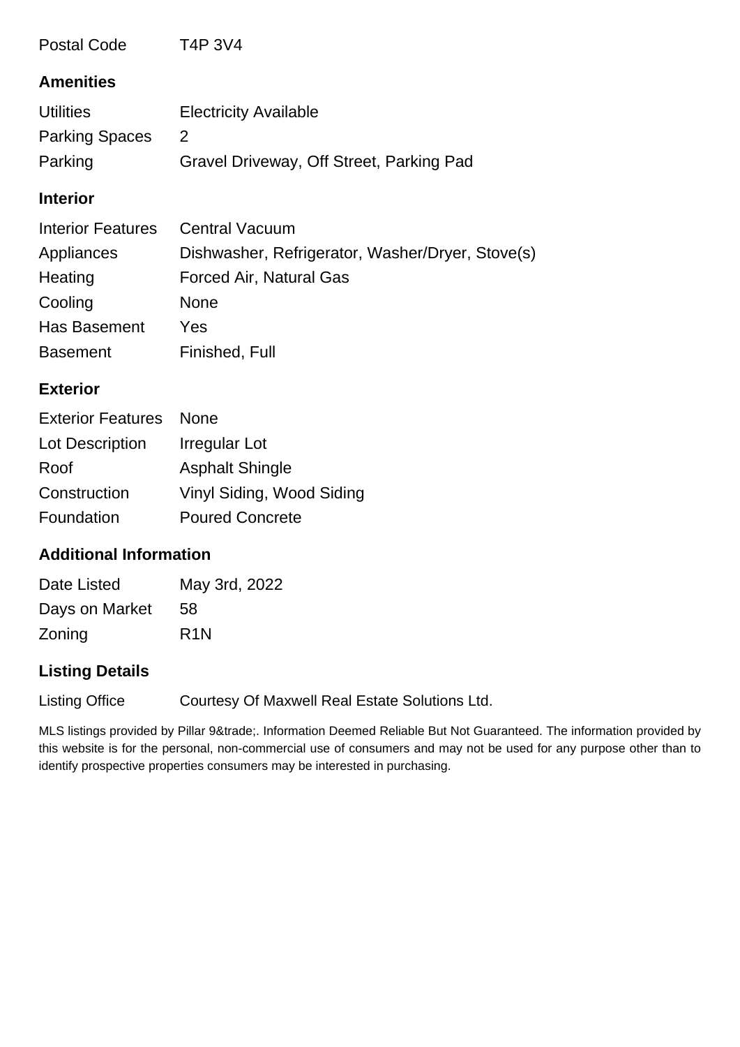| | |
|---|---|
| Postal Code | T4P 3V4 |

## Amenities

| | |
|---|---|
| Utilities | Electricity Available |
| Parking Spaces | 2 |
| Parking | Gravel Driveway, Off Street, Parking Pad |

## Interior

| | |
|---|---|
| Interior Features | Central Vacuum |
| Appliances | Dishwasher, Refrigerator, Washer/Dryer, Stove(s) |
| Heating | Forced Air, Natural Gas |
| Cooling | None |
| Has Basement | Yes |
| Basement | Finished, Full |

## Exterior

| | |
|---|---|
| Exterior Features | None |
| Lot Description | Irregular Lot |
| Roof | Asphalt Shingle |
| Construction | Vinyl Siding, Wood Siding |
| Foundation | Poured Concrete |

## Additional Information

| | |
|---|---|
| Date Listed | May 3rd, 2022 |
| Days on Market | 58 |
| Zoning | R1N |

## Listing Details

| | |
|---|---|
| Listing Office | Courtesy Of Maxwell Real Estate Solutions Ltd. |

MLS listings provided by Pillar 9&trade;. Information Deemed Reliable But Not Guaranteed. The information provided by this website is for the personal, non-commercial use of consumers and may not be used for any purpose other than to identify prospective properties consumers may be interested in purchasing.